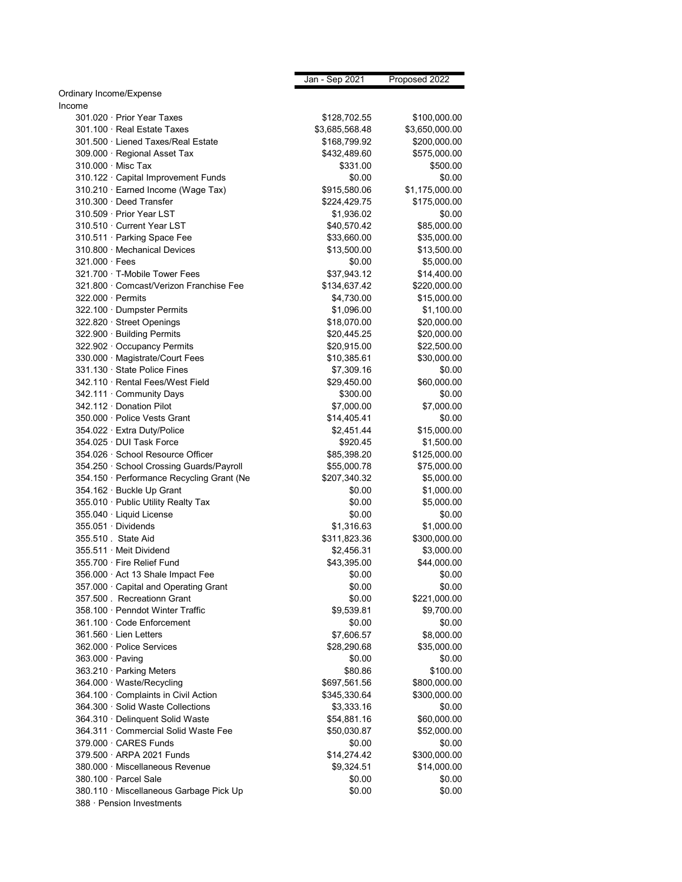| | Jan - Sep 2021 | Proposed 2022 |
|---|---|---|
| Ordinary Income/Expense | | |
| Income | | |
| 301.020 · Prior Year Taxes | $128,702.55 | $100,000.00 |
| 301.100 · Real Estate Taxes | $3,685,568.48 | $3,650,000.00 |
| 301.500 · Liened Taxes/Real Estate | $168,799.92 | $200,000.00 |
| 309.000 · Regional Asset Tax | $432,489.60 | $575,000.00 |
| 310.000 · Misc Tax | $331.00 | $500.00 |
| 310.122 · Capital Improvement Funds | $0.00 | $0.00 |
| 310.210 · Earned Income (Wage Tax) | $915,580.06 | $1,175,000.00 |
| 310.300 · Deed Transfer | $224,429.75 | $175,000.00 |
| 310.509 · Prior Year LST | $1,936.02 | $0.00 |
| 310.510 · Current Year LST | $40,570.42 | $85,000.00 |
| 310.511 · Parking Space Fee | $33,660.00 | $35,000.00 |
| 310.800 · Mechanical Devices | $13,500.00 | $13,500.00 |
| 321.000 · Fees | $0.00 | $5,000.00 |
| 321.700 · T-Mobile Tower Fees | $37,943.12 | $14,400.00 |
| 321.800 · Comcast/Verizon Franchise Fee | $134,637.42 | $220,000.00 |
| 322.000 · Permits | $4,730.00 | $15,000.00 |
| 322.100 · Dumpster Permits | $1,096.00 | $1,100.00 |
| 322.820 · Street Openings | $18,070.00 | $20,000.00 |
| 322.900 · Building Permits | $20,445.25 | $20,000.00 |
| 322.902 · Occupancy Permits | $20,915.00 | $22,500.00 |
| 330.000 · Magistrate/Court Fees | $10,385.61 | $30,000.00 |
| 331.130 · State Police Fines | $7,309.16 | $0.00 |
| 342.110 · Rental Fees/West Field | $29,450.00 | $60,000.00 |
| 342.111 · Community Days | $300.00 | $0.00 |
| 342.112 · Donation Pilot | $7,000.00 | $7,000.00 |
| 350.000 · Police Vests Grant | $14,405.41 | $0.00 |
| 354.022 · Extra Duty/Police | $2,451.44 | $15,000.00 |
| 354.025 · DUI Task Force | $920.45 | $1,500.00 |
| 354.026 · School Resource Officer | $85,398.20 | $125,000.00 |
| 354.250 · School Crossing Guards/Payroll | $55,000.78 | $75,000.00 |
| 354.150 · Performance Recycling Grant (Ne | $207,340.32 | $5,000.00 |
| 354.162 · Buckle Up Grant | $0.00 | $1,000.00 |
| 355.010 · Public Utility Realty Tax | $0.00 | $5,000.00 |
| 355.040 · Liquid License | $0.00 | $0.00 |
| 355.051 · Dividends | $1,316.63 | $1,000.00 |
| 355.510 . State Aid | $311,823.36 | $300,000.00 |
| 355.511 · Meit Dividend | $2,456.31 | $3,000.00 |
| 355.700 · Fire Relief Fund | $43,395.00 | $44,000.00 |
| 356.000 · Act 13 Shale Impact Fee | $0.00 | $0.00 |
| 357.000 · Capital and Operating Grant | $0.00 | $0.00 |
| 357.500 . Recreationn Grant | $0.00 | $221,000.00 |
| 358.100 · Penndot Winter Traffic | $9,539.81 | $9,700.00 |
| 361.100 · Code Enforcement | $0.00 | $0.00 |
| 361.560 · Lien Letters | $7,606.57 | $8,000.00 |
| 362.000 · Police Services | $28,290.68 | $35,000.00 |
| 363.000 · Paving | $0.00 | $0.00 |
| 363.210 · Parking Meters | $80.86 | $100.00 |
| 364.000 · Waste/Recycling | $697,561.56 | $800,000.00 |
| 364.100 · Complaints in Civil Action | $345,330.64 | $300,000.00 |
| 364.300 · Solid Waste Collections | $3,333.16 | $0.00 |
| 364.310 · Delinquent Solid Waste | $54,881.16 | $60,000.00 |
| 364.311 · Commercial Solid Waste Fee | $50,030.87 | $52,000.00 |
| 379.000 · CARES Funds | $0.00 | $0.00 |
| 379.500 · ARPA 2021 Funds | $14,274.42 | $300,000.00 |
| 380.000 · Miscellaneous Revenue | $9,324.51 | $14,000.00 |
| 380.100 · Parcel Sale | $0.00 | $0.00 |
| 380.110 · Miscellaneous Garbage Pick Up | $0.00 | $0.00 |
| 388 · Pension Investments | | |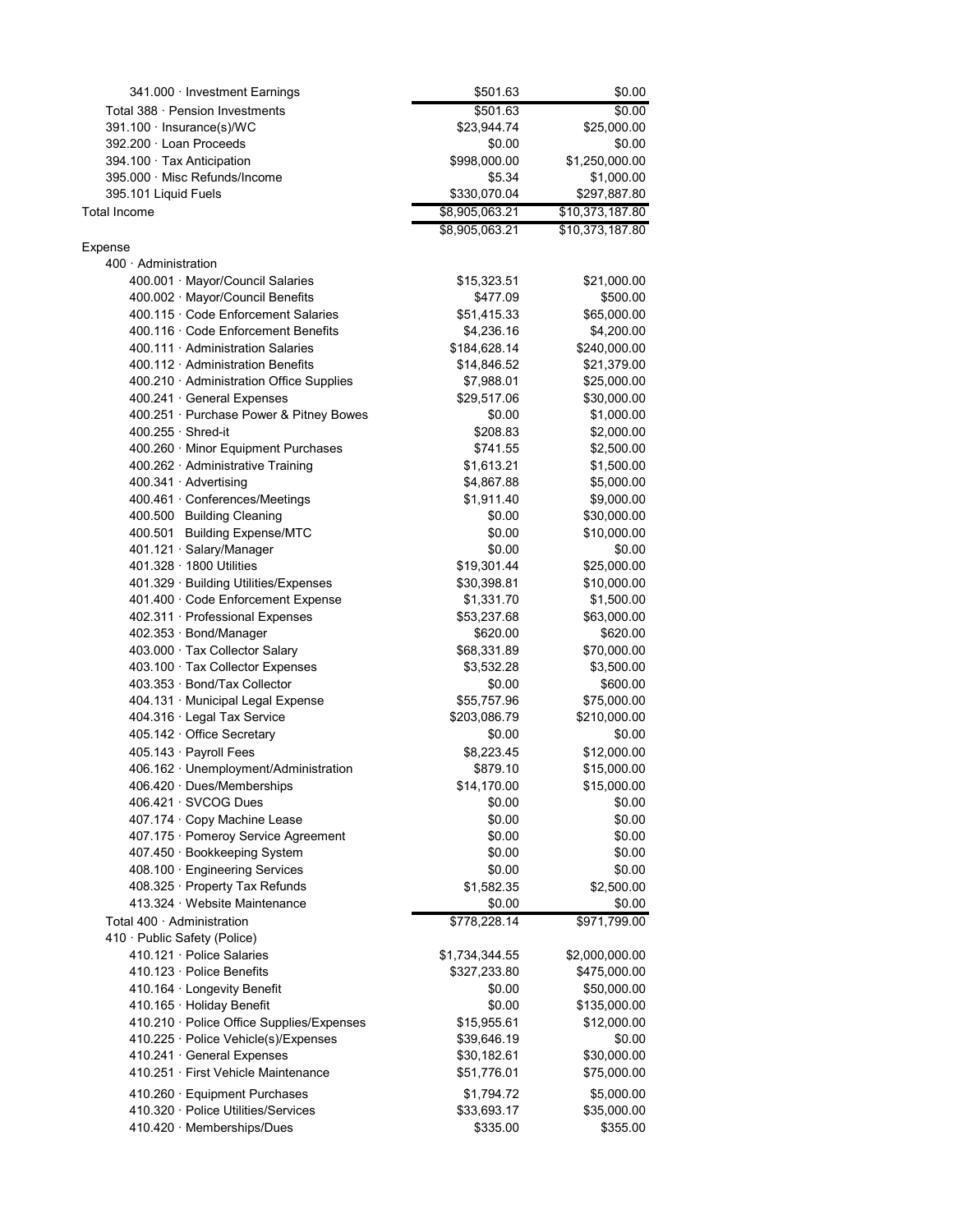| Account | Actual | Budget |
|---|---|---|
| 341.000 · Investment Earnings | $501.63 | $0.00 |
| Total 388 · Pension Investments | $501.63 | $0.00 |
| 391.100 · Insurance(s)/WC | $23,944.74 | $25,000.00 |
| 392.200 · Loan Proceeds | $0.00 | $0.00 |
| 394.100 · Tax Anticipation | $998,000.00 | $1,250,000.00 |
| 395.000 · Misc Refunds/Income | $5.34 | $1,000.00 |
| 395.101 Liquid Fuels | $330,070.04 | $297,887.80 |
| Total Income | $8,905,063.21 | $10,373,187.80 |
| | $8,905,063.21 | $10,373,187.80 |
| Expense | | |
| 400 · Administration | | |
| 400.001 · Mayor/Council Salaries | $15,323.51 | $21,000.00 |
| 400.002 · Mayor/Council Benefits | $477.09 | $500.00 |
| 400.115 · Code Enforcement Salaries | $51,415.33 | $65,000.00 |
| 400.116 · Code Enforcement Benefits | $4,236.16 | $4,200.00 |
| 400.111 · Administration Salaries | $184,628.14 | $240,000.00 |
| 400.112 · Administration Benefits | $14,846.52 | $21,379.00 |
| 400.210 · Administration Office Supplies | $7,988.01 | $25,000.00 |
| 400.241 · General Expenses | $29,517.06 | $30,000.00 |
| 400.251 · Purchase Power & Pitney Bowes | $0.00 | $1,000.00 |
| 400.255 · Shred-it | $208.83 | $2,000.00 |
| 400.260 · Minor Equipment Purchases | $741.55 | $2,500.00 |
| 400.262 · Administrative Training | $1,613.21 | $1,500.00 |
| 400.341 · Advertising | $4,867.88 | $5,000.00 |
| 400.461 · Conferences/Meetings | $1,911.40 | $9,000.00 |
| 400.500 Building Cleaning | $0.00 | $30,000.00 |
| 400.501 Building Expense/MTC | $0.00 | $10,000.00 |
| 401.121 · Salary/Manager | $0.00 | $0.00 |
| 401.328 · 1800 Utilities | $19,301.44 | $25,000.00 |
| 401.329 · Building Utilities/Expenses | $30,398.81 | $10,000.00 |
| 401.400 · Code Enforcement Expense | $1,331.70 | $1,500.00 |
| 402.311 · Professional Expenses | $53,237.68 | $63,000.00 |
| 402.353 · Bond/Manager | $620.00 | $620.00 |
| 403.000 · Tax Collector Salary | $68,331.89 | $70,000.00 |
| 403.100 · Tax Collector Expenses | $3,532.28 | $3,500.00 |
| 403.353 · Bond/Tax Collector | $0.00 | $600.00 |
| 404.131 · Municipal Legal Expense | $55,757.96 | $75,000.00 |
| 404.316 · Legal Tax Service | $203,086.79 | $210,000.00 |
| 405.142 · Office Secretary | $0.00 | $0.00 |
| 405.143 · Payroll Fees | $8,223.45 | $12,000.00 |
| 406.162 · Unemployment/Administration | $879.10 | $15,000.00 |
| 406.420 · Dues/Memberships | $14,170.00 | $15,000.00 |
| 406.421 · SVCOG Dues | $0.00 | $0.00 |
| 407.174 · Copy Machine Lease | $0.00 | $0.00 |
| 407.175 · Pomeroy Service Agreement | $0.00 | $0.00 |
| 407.450 · Bookkeeping System | $0.00 | $0.00 |
| 408.100 · Engineering Services | $0.00 | $0.00 |
| 408.325 · Property Tax Refunds | $1,582.35 | $2,500.00 |
| 413.324 · Website Maintenance | $0.00 | $0.00 |
| Total 400 · Administration | $778,228.14 | $971,799.00 |
| 410 · Public Safety (Police) | | |
| 410.121 · Police Salaries | $1,734,344.55 | $2,000,000.00 |
| 410.123 · Police Benefits | $327,233.80 | $475,000.00 |
| 410.164 · Longevity Benefit | $0.00 | $50,000.00 |
| 410.165 · Holiday Benefit | $0.00 | $135,000.00 |
| 410.210 · Police Office Supplies/Expenses | $15,955.61 | $12,000.00 |
| 410.225 · Police Vehicle(s)/Expenses | $39,646.19 | $0.00 |
| 410.241 · General Expenses | $30,182.61 | $30,000.00 |
| 410.251 · First Vehicle Maintenance | $51,776.01 | $75,000.00 |
| 410.260 · Equipment Purchases | $1,794.72 | $5,000.00 |
| 410.320 · Police Utilities/Services | $33,693.17 | $35,000.00 |
| 410.420 · Memberships/Dues | $335.00 | $355.00 |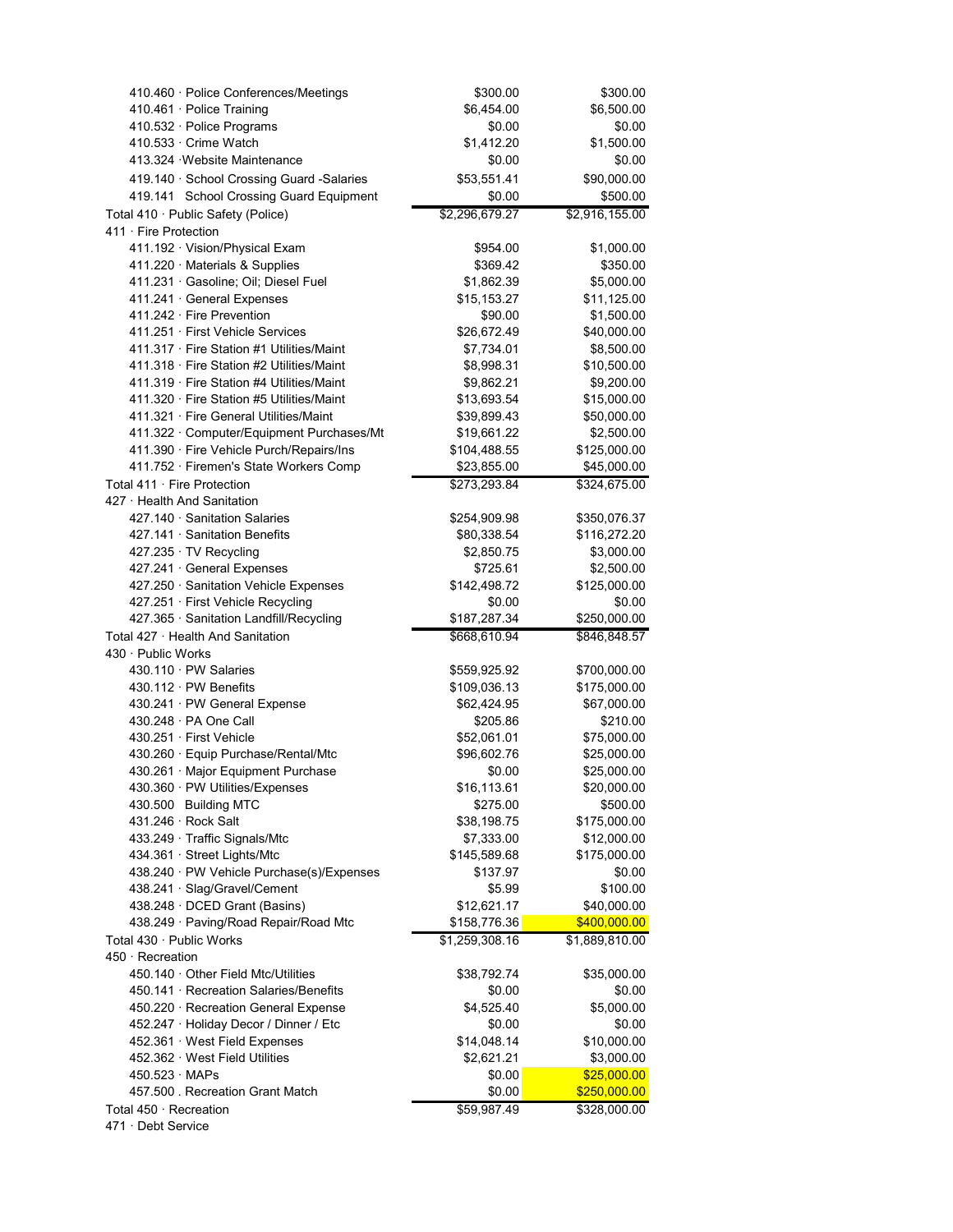| | | |
|---|---|---|
| 410.460 · Police Conferences/Meetings | $300.00 | $300.00 |
| 410.461 · Police Training | $6,454.00 | $6,500.00 |
| 410.532 · Police Programs | $0.00 | $0.00 |
| 410.533 · Crime Watch | $1,412.20 | $1,500.00 |
| 413.324 ·Website Maintenance | $0.00 | $0.00 |
| 419.140 · School Crossing Guard -Salaries | $53,551.41 | $90,000.00 |
| 419.141 School Crossing Guard Equipment | $0.00 | $500.00 |
| Total 410 · Public Safety (Police) | $2,296,679.27 | $2,916,155.00 |
| 411 · Fire Protection | | |
| 411.192 · Vision/Physical Exam | $954.00 | $1,000.00 |
| 411.220 · Materials & Supplies | $369.42 | $350.00 |
| 411.231 · Gasoline; Oil; Diesel Fuel | $1,862.39 | $5,000.00 |
| 411.241 · General Expenses | $15,153.27 | $11,125.00 |
| 411.242 · Fire Prevention | $90.00 | $1,500.00 |
| 411.251 · First Vehicle Services | $26,672.49 | $40,000.00 |
| 411.317 · Fire Station #1 Utilities/Maint | $7,734.01 | $8,500.00 |
| 411.318 · Fire Station #2 Utilities/Maint | $8,998.31 | $10,500.00 |
| 411.319 · Fire Station #4 Utilities/Maint | $9,862.21 | $9,200.00 |
| 411.320 · Fire Station #5 Utilities/Maint | $13,693.54 | $15,000.00 |
| 411.321 · Fire General Utilities/Maint | $39,899.43 | $50,000.00 |
| 411.322 · Computer/Equipment Purchases/Mt | $19,661.22 | $2,500.00 |
| 411.390 · Fire Vehicle Purch/Repairs/Ins | $104,488.55 | $125,000.00 |
| 411.752 · Firemen's State Workers Comp | $23,855.00 | $45,000.00 |
| Total 411 · Fire Protection | $273,293.84 | $324,675.00 |
| 427 · Health And Sanitation | | |
| 427.140 · Sanitation Salaries | $254,909.98 | $350,076.37 |
| 427.141 · Sanitation Benefits | $80,338.54 | $116,272.20 |
| 427.235 · TV Recycling | $2,850.75 | $3,000.00 |
| 427.241 · General Expenses | $725.61 | $2,500.00 |
| 427.250 · Sanitation Vehicle Expenses | $142,498.72 | $125,000.00 |
| 427.251 · First Vehicle Recycling | $0.00 | $0.00 |
| 427.365 · Sanitation Landfill/Recycling | $187,287.34 | $250,000.00 |
| Total 427 · Health And Sanitation | $668,610.94 | $846,848.57 |
| 430 · Public Works | | |
| 430.110 · PW Salaries | $559,925.92 | $700,000.00 |
| 430.112 · PW Benefits | $109,036.13 | $175,000.00 |
| 430.241 · PW General Expense | $62,424.95 | $67,000.00 |
| 430.248 · PA One Call | $205.86 | $210.00 |
| 430.251 · First Vehicle | $52,061.01 | $75,000.00 |
| 430.260 · Equip Purchase/Rental/Mtc | $96,602.76 | $25,000.00 |
| 430.261 · Major Equipment Purchase | $0.00 | $25,000.00 |
| 430.360 · PW Utilities/Expenses | $16,113.61 | $20,000.00 |
| 430.500 Building MTC | $275.00 | $500.00 |
| 431.246 · Rock Salt | $38,198.75 | $175,000.00 |
| 433.249 · Traffic Signals/Mtc | $7,333.00 | $12,000.00 |
| 434.361 · Street Lights/Mtc | $145,589.68 | $175,000.00 |
| 438.240 · PW Vehicle Purchase(s)/Expenses | $137.97 | $0.00 |
| 438.241 · Slag/Gravel/Cement | $5.99 | $100.00 |
| 438.248 · DCED Grant (Basins) | $12,621.17 | $40,000.00 |
| 438.249 · Paving/Road Repair/Road Mtc | $158,776.36 | $400,000.00 |
| Total 430 · Public Works | $1,259,308.16 | $1,889,810.00 |
| 450 · Recreation | | |
| 450.140 · Other Field Mtc/Utilities | $38,792.74 | $35,000.00 |
| 450.141 · Recreation Salaries/Benefits | $0.00 | $0.00 |
| 450.220 · Recreation General Expense | $4,525.40 | $5,000.00 |
| 452.247 · Holiday Decor / Dinner / Etc | $0.00 | $0.00 |
| 452.361 · West Field Expenses | $14,048.14 | $10,000.00 |
| 452.362 · West Field Utilities | $2,621.21 | $3,000.00 |
| 450.523 · MAPs | $0.00 | $25,000.00 |
| 457.500 . Recreation Grant Match | $0.00 | $250,000.00 |
| Total 450 · Recreation | $59,987.49 | $328,000.00 |
| 471 · Debt Service | | |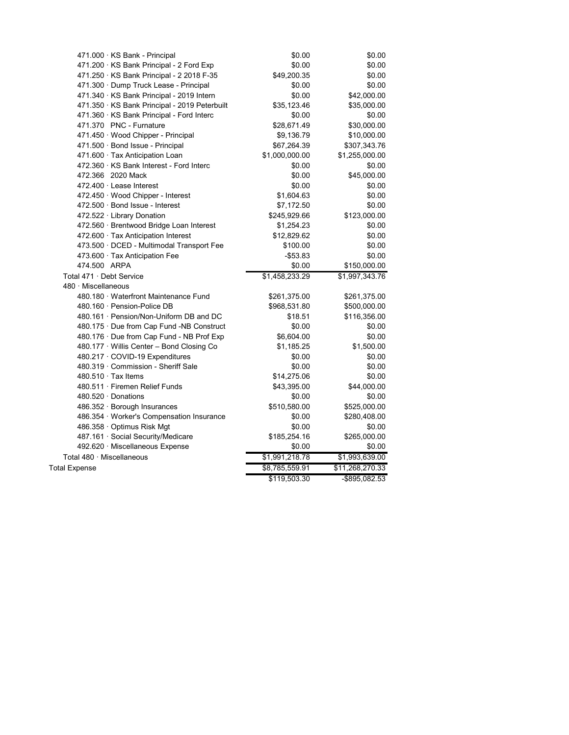| | | |
|---|---|---|
| 471.000 · KS Bank - Principal | $0.00 | $0.00 |
| 471.200 · KS Bank Principal - 2 Ford Exp | $0.00 | $0.00 |
| 471.250 · KS Bank Principal - 2 2018 F-35 | $49,200.35 | $0.00 |
| 471.300 · Dump Truck Lease - Principal | $0.00 | $0.00 |
| 471.340 · KS Bank Principal - 2019 Intern | $0.00 | $42,000.00 |
| 471.350 · KS Bank Principal - 2019 Peterbuilt | $35,123.46 | $35,000.00 |
| 471.360 · KS Bank Principal - Ford Interc | $0.00 | $0.00 |
| 471.370 PNC - Furnature | $28,671.49 | $30,000.00 |
| 471.450 · Wood Chipper - Principal | $9,136.79 | $10,000.00 |
| 471.500 · Bond Issue - Principal | $67,264.39 | $307,343.76 |
| 471.600 · Tax Anticipation Loan | $1,000,000.00 | $1,255,000.00 |
| 472.360 · KS Bank Interest - Ford Interc | $0.00 | $0.00 |
| 472.366 2020 Mack | $0.00 | $45,000.00 |
| 472.400 · Lease Interest | $0.00 | $0.00 |
| 472.450 · Wood Chipper - Interest | $1,604.63 | $0.00 |
| 472.500 · Bond Issue - Interest | $7,172.50 | $0.00 |
| 472.522 · Library Donation | $245,929.66 | $123,000.00 |
| 472.560 · Brentwood Bridge Loan Interest | $1,254.23 | $0.00 |
| 472.600 · Tax Anticipation Interest | $12,829.62 | $0.00 |
| 473.500 · DCED - Multimodal Transport Fee | $100.00 | $0.00 |
| 473.600 · Tax Anticipation Fee | -$53.83 | $0.00 |
| 474.500 ARPA | $0.00 | $150,000.00 |
| Total 471 · Debt Service | $1,458,233.29 | $1,997,343.76 |
| 480 · Miscellaneous | | |
| 480.180 · Waterfront Maintenance Fund | $261,375.00 | $261,375.00 |
| 480.160 · Pension-Police DB | $968,531.80 | $500,000.00 |
| 480.161 · Pension/Non-Uniform DB and DC | $18.51 | $116,356.00 |
| 480.175 · Due from Cap Fund -NB Construct | $0.00 | $0.00 |
| 480.176 · Due from Cap Fund - NB Prof Exp | $6,604.00 | $0.00 |
| 480.177 · Willis Center – Bond Closing Co | $1,185.25 | $1,500.00 |
| 480.217 · COVID-19 Expenditures | $0.00 | $0.00 |
| 480.319 · Commission - Sheriff Sale | $0.00 | $0.00 |
| 480.510 · Tax Items | $14,275.06 | $0.00 |
| 480.511 · Firemen Relief Funds | $43,395.00 | $44,000.00 |
| 480.520 · Donations | $0.00 | $0.00 |
| 486.352 · Borough Insurances | $510,580.00 | $525,000.00 |
| 486.354 · Worker's Compensation Insurance | $0.00 | $280,408.00 |
| 486.358 · Optimus Risk Mgt | $0.00 | $0.00 |
| 487.161 · Social Security/Medicare | $185,254.16 | $265,000.00 |
| 492.620 · Miscellaneous Expense | $0.00 | $0.00 |
| Total 480 · Miscellaneous | $1,991,218.78 | $1,993,639.00 |
| Total Expense | $8,785,559.91 | $11,268,270.33 |
| | $119,503.30 | -$895,082.53 |